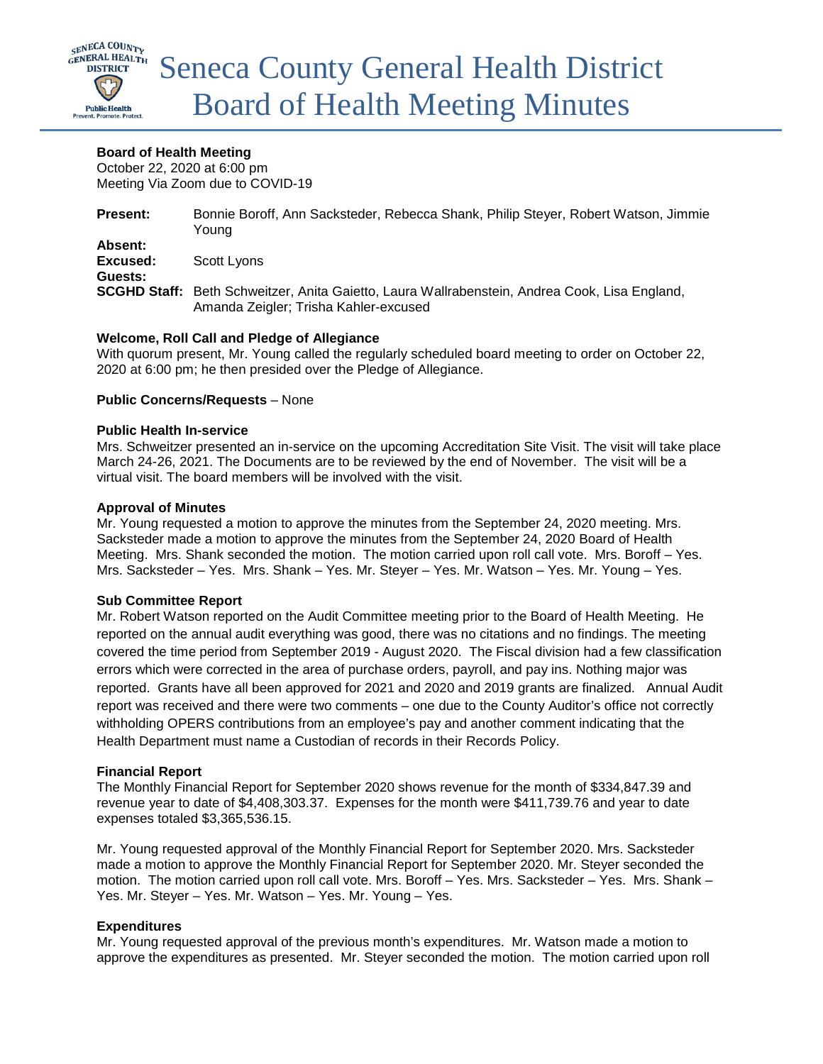# Seneca County General Health District Board of Health Meeting Minutes

**Board of Health Meeting**
October 22, 2020 at 6:00 pm
Meeting Via Zoom due to COVID-19

**Present:** Bonnie Boroff, Ann Sacksteder, Rebecca Shank, Philip Steyer, Robert Watson, Jimmie Young
**Absent:**
**Excused:** Scott Lyons
**Guests:**
**SCGHD Staff:** Beth Schweitzer, Anita Gaietto, Laura Wallrabenstein, Andrea Cook, Lisa England, Amanda Zeigler; Trisha Kahler-excused

**Welcome, Roll Call and Pledge of Allegiance**
With quorum present, Mr. Young called the regularly scheduled board meeting to order on October 22, 2020 at 6:00 pm; he then presided over the Pledge of Allegiance.

**Public Concerns/Requests** – None

**Public Health In-service**
Mrs. Schweitzer presented an in-service on the upcoming Accreditation Site Visit. The visit will take place March 24-26, 2021. The Documents are to be reviewed by the end of November. The visit will be a virtual visit. The board members will be involved with the visit.

**Approval of Minutes**
Mr. Young requested a motion to approve the minutes from the September 24, 2020 meeting. Mrs. Sacksteder made a motion to approve the minutes from the September 24, 2020 Board of Health Meeting. Mrs. Shank seconded the motion. The motion carried upon roll call vote. Mrs. Boroff – Yes. Mrs. Sacksteder – Yes. Mrs. Shank – Yes. Mr. Steyer – Yes. Mr. Watson – Yes. Mr. Young – Yes.

**Sub Committee Report**
Mr. Robert Watson reported on the Audit Committee meeting prior to the Board of Health Meeting. He reported on the annual audit everything was good, there was no citations and no findings. The meeting covered the time period from September 2019 - August 2020. The Fiscal division had a few classification errors which were corrected in the area of purchase orders, payroll, and pay ins. Nothing major was reported. Grants have all been approved for 2021 and 2020 and 2019 grants are finalized. Annual Audit report was received and there were two comments – one due to the County Auditor's office not correctly withholding OPERS contributions from an employee's pay and another comment indicating that the Health Department must name a Custodian of records in their Records Policy.

**Financial Report**
The Monthly Financial Report for September 2020 shows revenue for the month of $334,847.39 and revenue year to date of $4,408,303.37. Expenses for the month were $411,739.76 and year to date expenses totaled $3,365,536.15.

Mr. Young requested approval of the Monthly Financial Report for September 2020. Mrs. Sacksteder made a motion to approve the Monthly Financial Report for September 2020. Mr. Steyer seconded the motion. The motion carried upon roll call vote. Mrs. Boroff – Yes. Mrs. Sacksteder – Yes. Mrs. Shank – Yes. Mr. Steyer – Yes. Mr. Watson – Yes. Mr. Young – Yes.

**Expenditures**
Mr. Young requested approval of the previous month's expenditures. Mr. Watson made a motion to approve the expenditures as presented. Mr. Steyer seconded the motion. The motion carried upon roll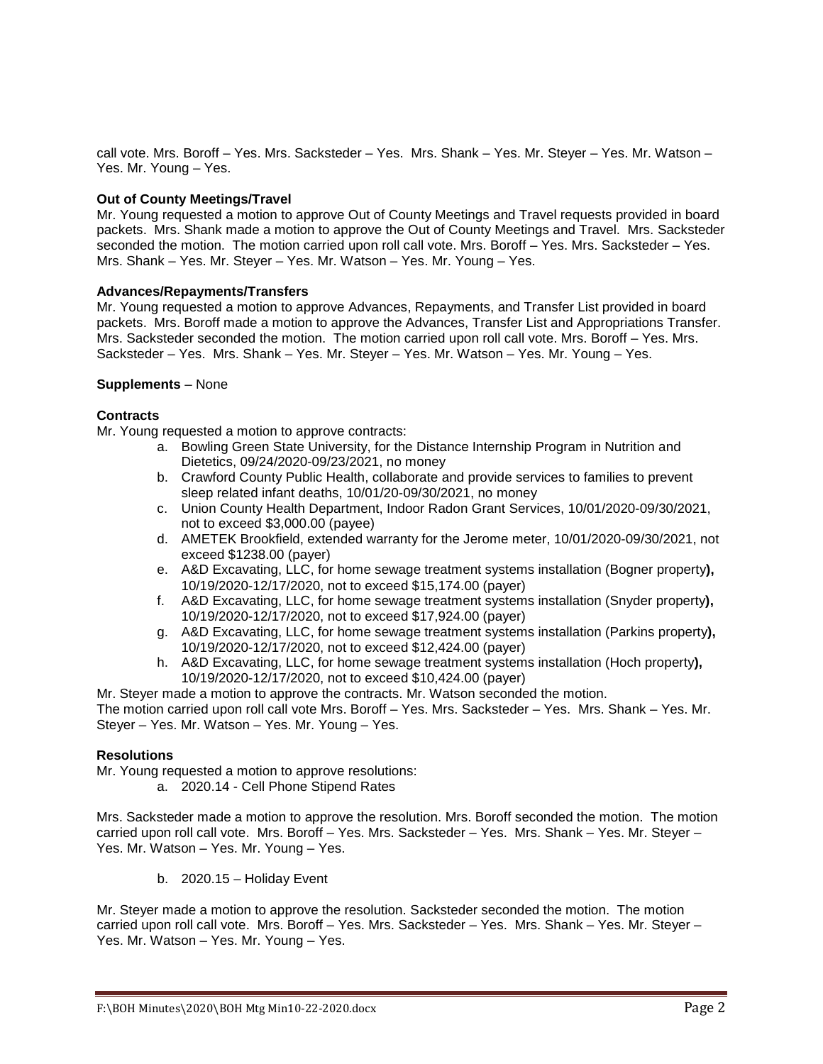call vote. Mrs. Boroff – Yes. Mrs. Sacksteder – Yes. Mrs. Shank – Yes. Mr. Steyer – Yes. Mr. Watson – Yes. Mr. Young – Yes.

**Out of County Meetings/Travel**

Mr. Young requested a motion to approve Out of County Meetings and Travel requests provided in board packets. Mrs. Shank made a motion to approve the Out of County Meetings and Travel. Mrs. Sacksteder seconded the motion. The motion carried upon roll call vote. Mrs. Boroff – Yes. Mrs. Sacksteder – Yes. Mrs. Shank – Yes. Mr. Steyer – Yes. Mr. Watson – Yes. Mr. Young – Yes.

**Advances/Repayments/Transfers**

Mr. Young requested a motion to approve Advances, Repayments, and Transfer List provided in board packets. Mrs. Boroff made a motion to approve the Advances, Transfer List and Appropriations Transfer. Mrs. Sacksteder seconded the motion. The motion carried upon roll call vote. Mrs. Boroff – Yes. Mrs. Sacksteder – Yes. Mrs. Shank – Yes. Mr. Steyer – Yes. Mr. Watson – Yes. Mr. Young – Yes.

**Supplements** – None

**Contracts**

Mr. Young requested a motion to approve contracts:

a. Bowling Green State University, for the Distance Internship Program in Nutrition and Dietetics, 09/24/2020-09/23/2021, no money
b. Crawford County Public Health, collaborate and provide services to families to prevent sleep related infant deaths, 10/01/20-09/30/2021, no money
c. Union County Health Department, Indoor Radon Grant Services, 10/01/2020-09/30/2021, not to exceed $3,000.00 (payee)
d. AMETEK Brookfield, extended warranty for the Jerome meter, 10/01/2020-09/30/2021, not exceed $1238.00 (payer)
e. A&D Excavating, LLC, for home sewage treatment systems installation (Bogner property**),** 10/19/2020-12/17/2020, not to exceed $15,174.00 (payer)
f. A&D Excavating, LLC, for home sewage treatment systems installation (Snyder property**),** 10/19/2020-12/17/2020, not to exceed $17,924.00 (payer)
g. A&D Excavating, LLC, for home sewage treatment systems installation (Parkins property**),** 10/19/2020-12/17/2020, not to exceed $12,424.00 (payer)
h. A&D Excavating, LLC, for home sewage treatment systems installation (Hoch property**),** 10/19/2020-12/17/2020, not to exceed $10,424.00 (payer)

Mr. Steyer made a motion to approve the contracts. Mr. Watson seconded the motion.
The motion carried upon roll call vote Mrs. Boroff – Yes. Mrs. Sacksteder – Yes. Mrs. Shank – Yes. Mr. Steyer – Yes. Mr. Watson – Yes. Mr. Young – Yes.

**Resolutions**

Mr. Young requested a motion to approve resolutions:

a. 2020.14 - Cell Phone Stipend Rates

Mrs. Sacksteder made a motion to approve the resolution. Mrs. Boroff seconded the motion. The motion carried upon roll call vote. Mrs. Boroff – Yes. Mrs. Sacksteder – Yes. Mrs. Shank – Yes. Mr. Steyer – Yes. Mr. Watson – Yes. Mr. Young – Yes.

b. 2020.15 – Holiday Event

Mr. Steyer made a motion to approve the resolution. Sacksteder seconded the motion. The motion carried upon roll call vote. Mrs. Boroff – Yes. Mrs. Sacksteder – Yes. Mrs. Shank – Yes. Mr. Steyer – Yes. Mr. Watson – Yes. Mr. Young – Yes.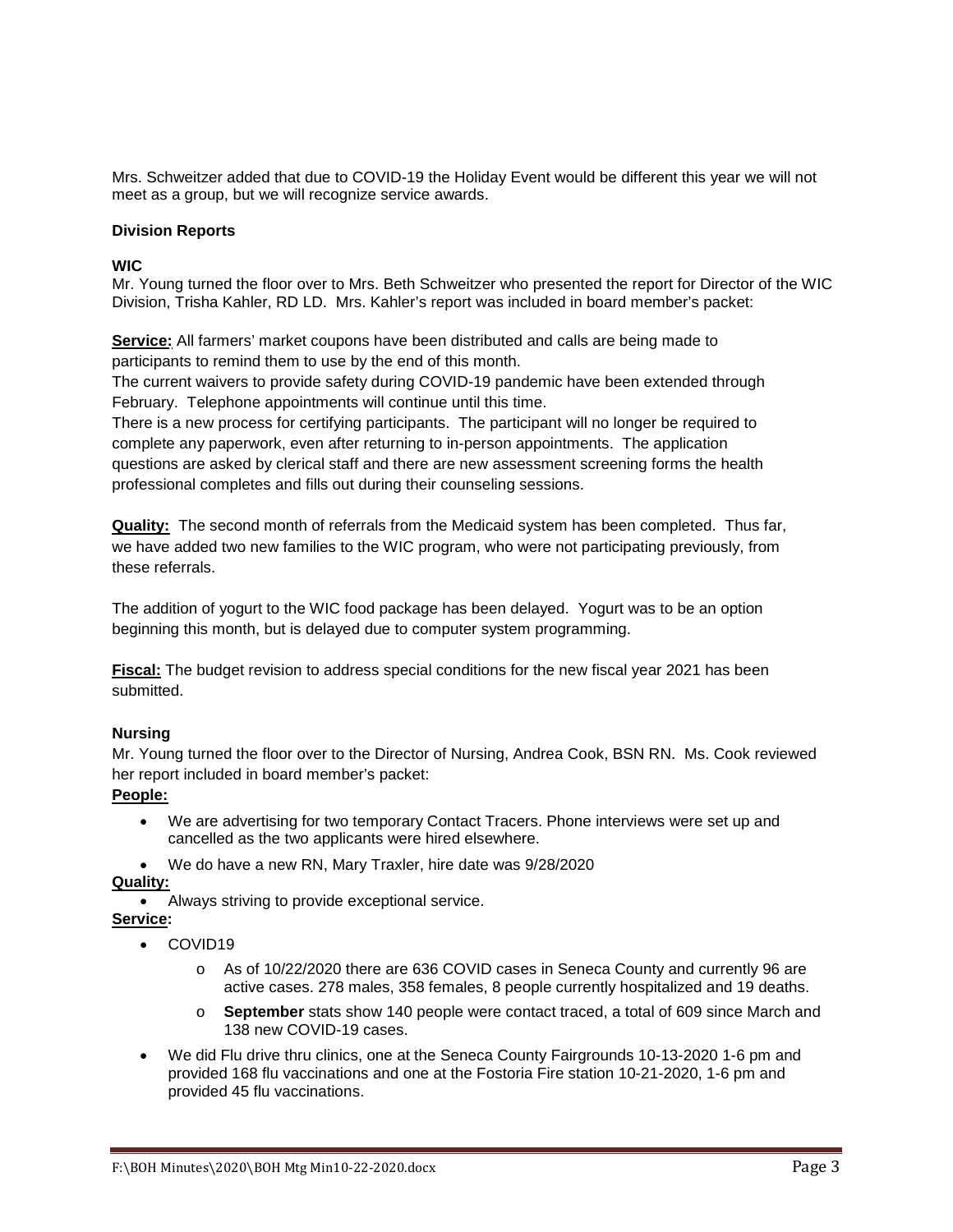Mrs. Schweitzer added that due to COVID-19 the Holiday Event would be different this year we will not meet as a group, but we will recognize service awards.

**Division Reports**

**WIC**

Mr. Young turned the floor over to Mrs. Beth Schweitzer who presented the report for Director of the WIC Division, Trisha Kahler, RD LD. Mrs. Kahler's report was included in board member's packet:

**Service:** All farmers' market coupons have been distributed and calls are being made to participants to remind them to use by the end of this month.
The current waivers to provide safety during COVID-19 pandemic have been extended through February. Telephone appointments will continue until this time.
There is a new process for certifying participants. The participant will no longer be required to complete any paperwork, even after returning to in-person appointments. The application questions are asked by clerical staff and there are new assessment screening forms the health professional completes and fills out during their counseling sessions.

**Quality:** The second month of referrals from the Medicaid system has been completed. Thus far, we have added two new families to the WIC program, who were not participating previously, from these referrals.

The addition of yogurt to the WIC food package has been delayed. Yogurt was to be an option beginning this month, but is delayed due to computer system programming.

**Fiscal:** The budget revision to address special conditions for the new fiscal year 2021 has been submitted.

**Nursing**

Mr. Young turned the floor over to the Director of Nursing, Andrea Cook, BSN RN. Ms. Cook reviewed her report included in board member's packet:

**People:**

- We are advertising for two temporary Contact Tracers. Phone interviews were set up and cancelled as the two applicants were hired elsewhere.
- We do have a new RN, Mary Traxler, hire date was 9/28/2020

**Quality:**

- Always striving to provide exceptional service.

**Service:**

- COVID19
  - As of 10/22/2020 there are 636 COVID cases in Seneca County and currently 96 are active cases. 278 males, 358 females, 8 people currently hospitalized and 19 deaths.
  - **September** stats show 140 people were contact traced, a total of 609 since March and 138 new COVID-19 cases.
- We did Flu drive thru clinics, one at the Seneca County Fairgrounds 10-13-2020 1-6 pm and provided 168 flu vaccinations and one at the Fostoria Fire station 10-21-2020, 1-6 pm and provided 45 flu vaccinations.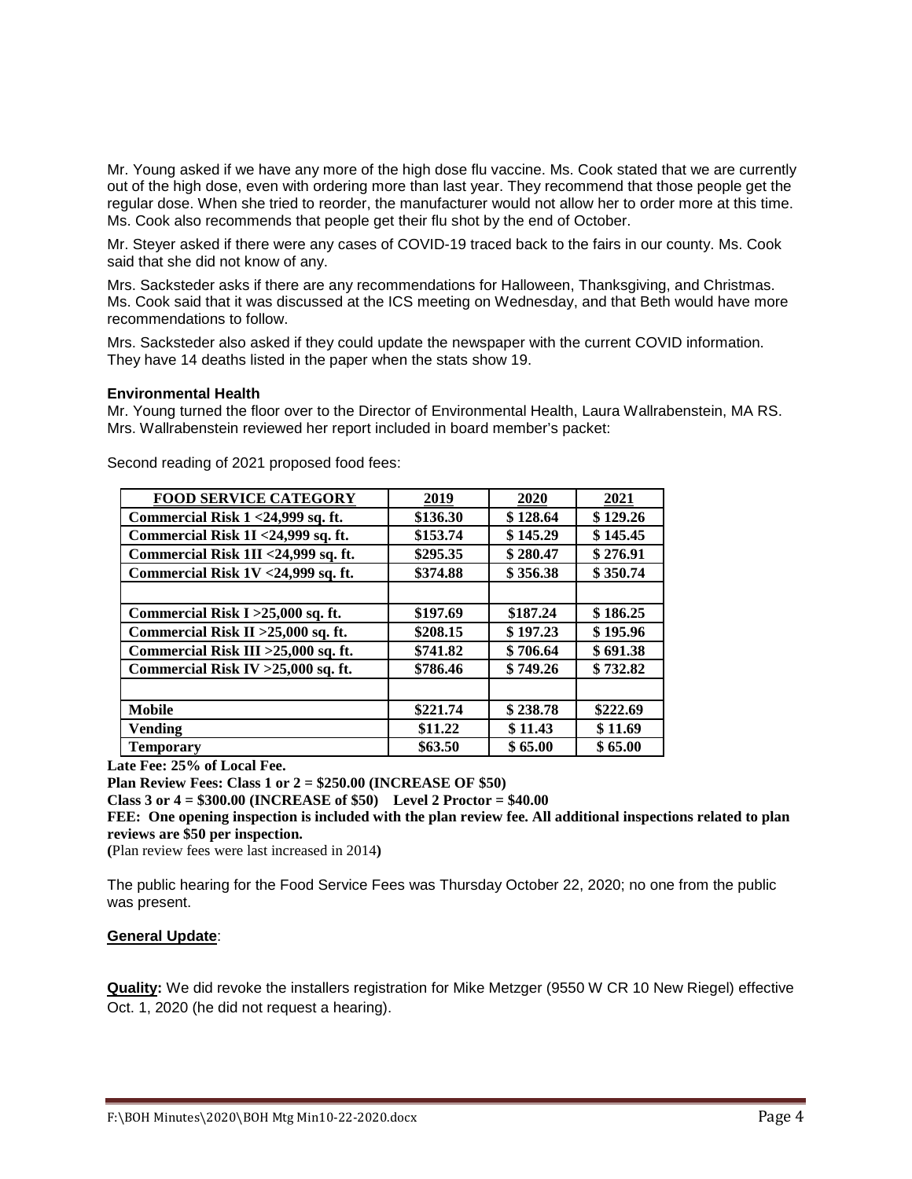Mr. Young asked if we have any more of the high dose flu vaccine. Ms. Cook stated that we are currently out of the high dose, even with ordering more than last year. They recommend that those people get the regular dose. When she tried to reorder, the manufacturer would not allow her to order more at this time. Ms. Cook also recommends that people get their flu shot by the end of October.

Mr. Steyer asked if there were any cases of COVID-19 traced back to the fairs in our county. Ms. Cook said that she did not know of any.

Mrs. Sacksteder asks if there are any recommendations for Halloween, Thanksgiving, and Christmas. Ms. Cook said that it was discussed at the ICS meeting on Wednesday, and that Beth would have more recommendations to follow.

Mrs. Sacksteder also asked if they could update the newspaper with the current COVID information. They have 14 deaths listed in the paper when the stats show 19.

**Environmental Health**

Mr. Young turned the floor over to the Director of Environmental Health, Laura Wallrabenstein, MA RS. Mrs. Wallrabenstein reviewed her report included in board member's packet:

Second reading of 2021 proposed food fees:

| FOOD SERVICE CATEGORY | 2019 | 2020 | 2021 |
|---|---|---|---|
| Commercial Risk 1 <24,999 sq. ft. | $136.30 | $ 128.64 | $ 129.26 |
| Commercial Risk 1I <24,999 sq. ft. | $153.74 | $ 145.29 | $ 145.45 |
| Commercial Risk 1II <24,999 sq. ft. | $295.35 | $ 280.47 | $ 276.91 |
| Commercial Risk 1V <24,999 sq. ft. | $374.88 | $ 356.38 | $ 350.74 |
| | | | |
| Commercial Risk I >25,000 sq. ft. | $197.69 | $187.24 | $ 186.25 |
| Commercial Risk II >25,000 sq. ft. | $208.15 | $ 197.23 | $ 195.96 |
| Commercial Risk III >25,000 sq. ft. | $741.82 | $ 706.64 | $ 691.38 |
| Commercial Risk IV >25,000 sq. ft. | $786.46 | $ 749.26 | $ 732.82 |
| | | | |
| Mobile | $221.74 | $ 238.78 | $222.69 |
| Vending | $11.22 | $ 11.43 | $ 11.69 |
| Temporary | $63.50 | $ 65.00 | $ 65.00 |

**Late Fee: 25% of Local Fee.**

**Plan Review Fees: Class 1 or 2 = $250.00 (INCREASE OF $50)**

**Class 3 or 4 = $300.00 (INCREASE of $50) Level 2 Proctor = $40.00**

**FEE: One opening inspection is included with the plan review fee. All additional inspections related to plan reviews are $50 per inspection.**

**(**Plan review fees were last increased in 2014**)**

The public hearing for the Food Service Fees was Thursday October 22, 2020; no one from the public was present.

**General Update**:

**Quality:** We did revoke the installers registration for Mike Metzger (9550 W CR 10 New Riegel) effective Oct. 1, 2020 (he did not request a hearing).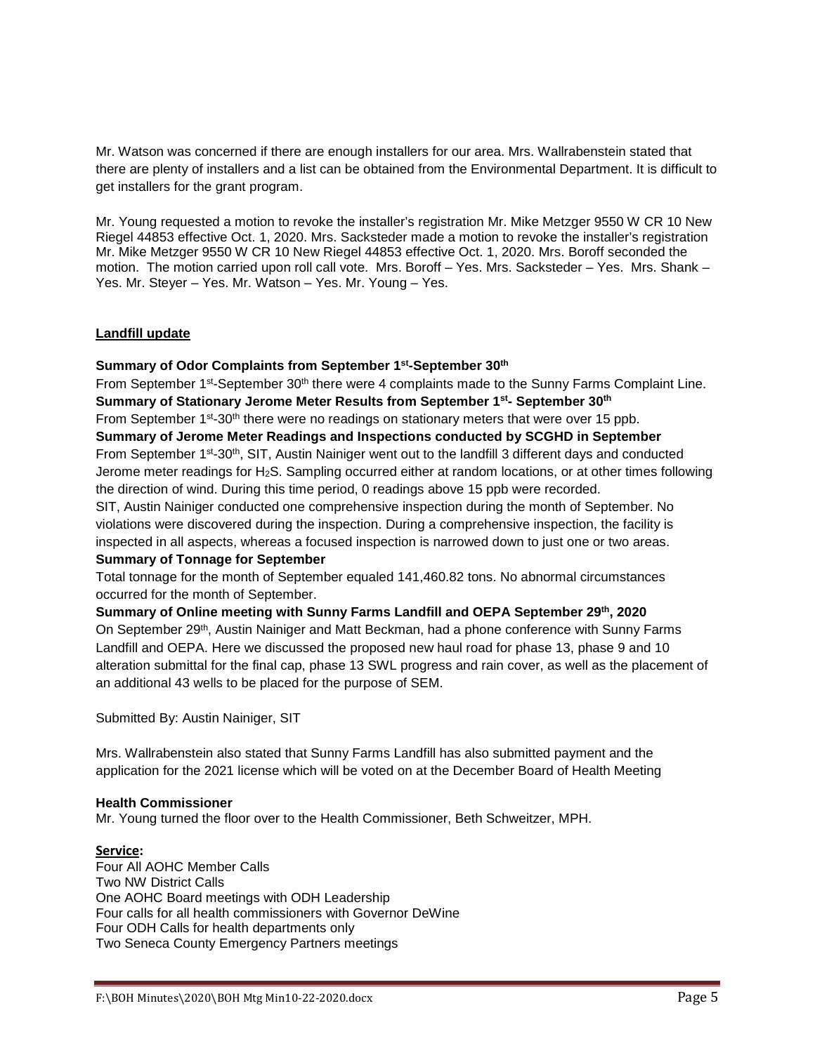Mr. Watson was concerned if there are enough installers for our area. Mrs. Wallrabenstein stated that there are plenty of installers and a list can be obtained from the Environmental Department. It is difficult to get installers for the grant program.

Mr. Young requested a motion to revoke the installer's registration Mr. Mike Metzger 9550 W CR 10 New Riegel 44853 effective Oct. 1, 2020. Mrs. Sacksteder made a motion to revoke the installer's registration Mr. Mike Metzger 9550 W CR 10 New Riegel 44853 effective Oct. 1, 2020. Mrs. Boroff seconded the motion. The motion carried upon roll call vote. Mrs. Boroff – Yes. Mrs. Sacksteder – Yes. Mrs. Shank – Yes. Mr. Steyer – Yes. Mr. Watson – Yes. Mr. Young – Yes.

**Landfill update**

**Summary of Odor Complaints from September 1st-September 30th**

From September 1st-September 30th there were 4 complaints made to the Sunny Farms Complaint Line.

**Summary of Stationary Jerome Meter Results from September 1st- September 30th**

From September 1st-30th there were no readings on stationary meters that were over 15 ppb.

**Summary of Jerome Meter Readings and Inspections conducted by SCGHD in September**

From September 1st-30th, SIT, Austin Nainiger went out to the landfill 3 different days and conducted Jerome meter readings for $H_2S$. Sampling occurred either at random locations, or at other times following the direction of wind. During this time period, 0 readings above 15 ppb were recorded.

SIT, Austin Nainiger conducted one comprehensive inspection during the month of September. No violations were discovered during the inspection. During a comprehensive inspection, the facility is inspected in all aspects, whereas a focused inspection is narrowed down to just one or two areas.

**Summary of Tonnage for September**

Total tonnage for the month of September equaled 141,460.82 tons. No abnormal circumstances occurred for the month of September.

**Summary of Online meeting with Sunny Farms Landfill and OEPA September 29th, 2020**

On September 29th, Austin Nainiger and Matt Beckman, had a phone conference with Sunny Farms Landfill and OEPA. Here we discussed the proposed new haul road for phase 13, phase 9 and 10 alteration submittal for the final cap, phase 13 SWL progress and rain cover, as well as the placement of an additional 43 wells to be placed for the purpose of SEM.

Submitted By: Austin Nainiger, SIT

Mrs. Wallrabenstein also stated that Sunny Farms Landfill has also submitted payment and the application for the 2021 license which will be voted on at the December Board of Health Meeting

**Health Commissioner**

Mr. Young turned the floor over to the Health Commissioner, Beth Schweitzer, MPH.

**Service:**

Four All AOHC Member Calls
Two NW District Calls
One AOHC Board meetings with ODH Leadership
Four calls for all health commissioners with Governor DeWine
Four ODH Calls for health departments only
Two Seneca County Emergency Partners meetings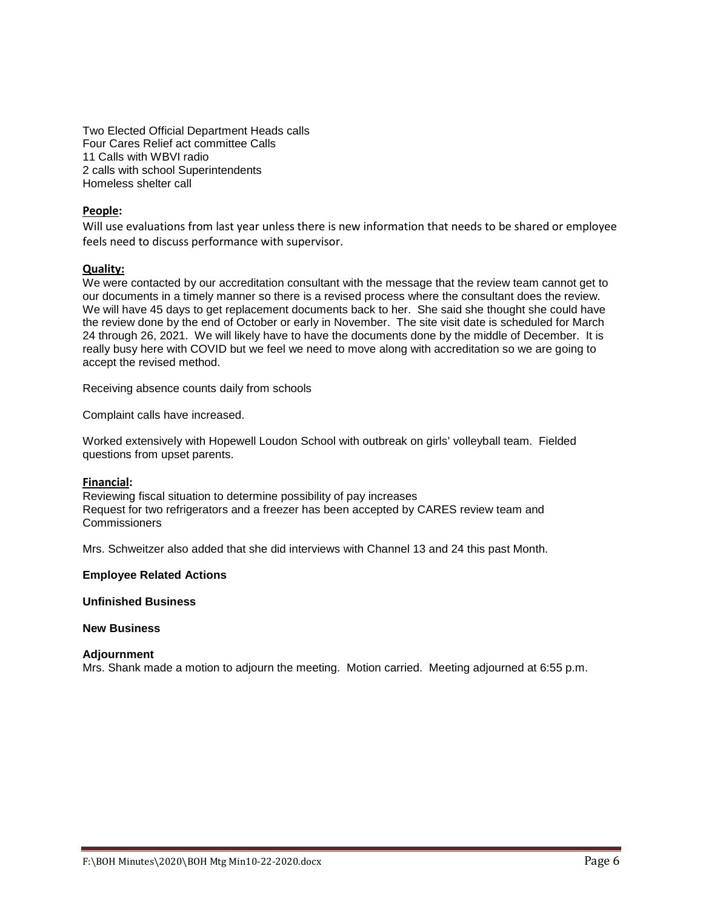Two Elected Official Department Heads calls
Four Cares Relief act committee Calls
11 Calls with WBVI radio
2 calls with school Superintendents
Homeless shelter call

**People:**

Will use evaluations from last year unless there is new information that needs to be shared or employee feels need to discuss performance with supervisor.

**Quality:**

We were contacted by our accreditation consultant with the message that the review team cannot get to our documents in a timely manner so there is a revised process where the consultant does the review. We will have 45 days to get replacement documents back to her. She said she thought she could have the review done by the end of October or early in November. The site visit date is scheduled for March 24 through 26, 2021. We will likely have to have the documents done by the middle of December. It is really busy here with COVID but we feel we need to move along with accreditation so we are going to accept the revised method.

Receiving absence counts daily from schools

Complaint calls have increased.

Worked extensively with Hopewell Loudon School with outbreak on girls' volleyball team. Fielded questions from upset parents.

**Financial:**

Reviewing fiscal situation to determine possibility of pay increases
Request for two refrigerators and a freezer has been accepted by CARES review team and Commissioners

Mrs. Schweitzer also added that she did interviews with Channel 13 and 24 this past Month.

**Employee Related Actions**

**Unfinished Business**

**New Business**

**Adjournment**

Mrs. Shank made a motion to adjourn the meeting. Motion carried. Meeting adjourned at 6:55 p.m.